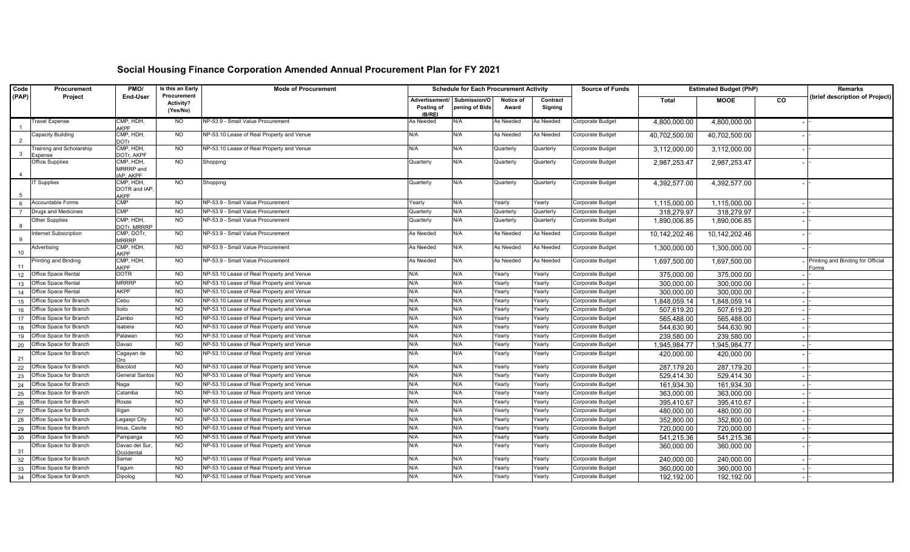# Social Housing Finance Corporation Amended Annual Procurement Plan for FY 2021

| Code (PAP) | Procurement Project | PMO/ End-User | Is this an Early Procurement Activity? (Yes/No) | Mode of Procurement | Schedule for Each Procurement Activity | | | | Source of Funds | Estimated Budget (PhP) | | | Remarks (brief description of Project) |
|---|---|---|---|---|---|---|---|---|---|---|---|---|---|
| | | | | | Advertisement/ Posting of IB/REI | Submission/Opening of Bids | Notice of Award | Contract Signing | | Total | MOOE | CO | |
| 1 | Travel Expense | CMP, HDH, AKPF | NO | NP-53.9 - Small Value Procurement | As Needed | N/A | As Needed | As Needed | Corporate Budget | 4,800,000.00 | 4,800,000.00 | - | - |
| 2 | Capacity Building | CMP, HDH, DOTr | NO | NP-53.10 Lease of Real Property and Venue | N/A | N/A | As Needed | As Needed | Corporate Budget | 40,702,500.00 | 40,702,500.00 | - | - |
| 3 | Training and Scholarship Expense | CMP, HDH, DOTr, AKPF | NO | NP-53.10 Lease of Real Property and Venue | N/A | N/A | Quarterly | Quarterly | Corporate Budget | 3,112,000.00 | 3,112,000.00 | - | - |
| 4 | Office Supplies | CMP, HDH, MRRRP and IAP, AKPF | NO | Shopping | Quarterly | N/A | Quarterly | Quarterly | Corporate Budget | 2,987,253.47 | 2,987,253.47 | - | - |
| 5 | IT Supplies | CMP, HDH, DOTR and IAP, AKPF | NO | Shopping | Quarterly | N/A | Quarterly | Quarterly | Corporate Budget | 4,392,577.00 | 4,392,577.00 | - | - |
| 6 | Accountable Forms | CMP | NO | NP-53.9 - Small Value Procurement | Yearly | N/A | Yearly | Yearly | Corporate Budget | 1,115,000.00 | 1,115,000.00 | - | - |
| 7 | Drugs and Medicines | CMP | NO | NP-53.9 - Small Value Procurement | Quarterly | N/A | Quarterly | Quarterly | Corporate Budget | 318,279.97 | 318,279.97 | - | - |
| 8 | Other Supplies | CMP, HDH, DOTr, MRRRP | NO | NP-53.9 - Small Value Procurement | Quarterly | N/A | Quarterly | Quarterly | Corporate Budget | 1,890,006.85 | 1,890,006.85 | - | - |
| 9 | Internet Subscription | CMP, DOTr, MRRRP | NO | NP-53.9 - Small Value Procurement | As Needed | N/A | As Needed | As Needed | Corporate Budget | 10,142,202.46 | 10,142,202.46 | - | - |
| 10 | Advertising | CMP, HDH, AKPF | NO | NP-53.9 - Small Value Procurement | As Needed | N/A | As Needed | As Needed | Corporate Budget | 1,300,000.00 | 1,300,000.00 | - | - |
| 11 | Printing and Binding | CMP, HDH, AKPF | NO | NP-53.9 - Small Value Procurement | As Needed | N/A | As Needed | As Needed | Corporate Budget | 1,697,500.00 | 1,697,500.00 | - | Printing and Binding for Official Forms |
| 12 | Office Space Rental | DOTR | NO | NP-53.10 Lease of Real Property and Venue | N/A | N/A | Yearly | Yearly | Corporate Budget | 375,000.00 | 375,000.00 | - | - |
| 13 | Office Space Rental | MRRRP | NO | NP-53.10 Lease of Real Property and Venue | N/A | N/A | Yearly | Yearly | Corporate Budget | 300,000.00 | 300,000.00 | - | - |
| 14 | Office Space Rental | AKPF | NO | NP-53.10 Lease of Real Property and Venue | N/A | N/A | Yearly | Yearly | Corporate Budget | 300,000.00 | 300,000.00 | - | - |
| 15 | Office Space for Branch | Cebu | NO | NP-53.10 Lease of Real Property and Venue | N/A | N/A | Yearly | Yearly | Corporate Budget | 1,848,059.14 | 1,848,059.14 | - | - |
| 16 | Office Space for Branch | Iloilo | NO | NP-53.10 Lease of Real Property and Venue | N/A | N/A | Yearly | Yearly | Corporate Budget | 507,619.20 | 507,619.20 | - | - |
| 17 | Office Space for Branch | Zambo | NO | NP-53.10 Lease of Real Property and Venue | N/A | N/A | Yearly | Yearly | Corporate Budget | 565,488.00 | 565,488.00 | - | - |
| 18 | Office Space for Branch | Isabela | NO | NP-53.10 Lease of Real Property and Venue | N/A | N/A | Yearly | Yearly | Corporate Budget | 544,630.90 | 544,630.90 | - | - |
| 19 | Office Space for Branch | Palawan | NO | NP-53.10 Lease of Real Property and Venue | N/A | N/A | Yearly | Yearly | Corporate Budget | 239,580.00 | 239,580.00 | - | - |
| 20 | Office Space for Branch | Davao | NO | NP-53.10 Lease of Real Property and Venue | N/A | N/A | Yearly | Yearly | Corporate Budget | 1,945,984.77 | 1,945,984.77 | - | - |
| 21 | Office Space for Branch | Cagayan de Oro | NO | NP-53.10 Lease of Real Property and Venue | N/A | N/A | Yearly | Yearly | Corporate Budget | 420,000.00 | 420,000.00 | - | - |
| 22 | Office Space for Branch | Bacolod | NO | NP-53.10 Lease of Real Property and Venue | N/A | N/A | Yearly | Yearly | Corporate Budget | 287,179.20 | 287,179.20 | - | - |
| 23 | Office Space for Branch | General Santos | NO | NP-53.10 Lease of Real Property and Venue | N/A | N/A | Yearly | Yearly | Corporate Budget | 529,414.30 | 529,414.30 | - | - |
| 24 | Office Space for Branch | Naga | NO | NP-53.10 Lease of Real Property and Venue | N/A | N/A | Yearly | Yearly | Corporate Budget | 161,934.30 | 161,934.30 | - | - |
| 25 | Office Space for Branch | Calamba | NO | NP-53.10 Lease of Real Property and Venue | N/A | N/A | Yearly | Yearly | Corporate Budget | 363,000.00 | 363,000.00 | - | - |
| 26 | Office Space for Branch | Roxas | NO | NP-53.10 Lease of Real Property and Venue | N/A | N/A | Yearly | Yearly | Corporate Budget | 395,410.67 | 395,410.67 | - | - |
| 27 | Office Space for Branch | Iligan | NO | NP-53.10 Lease of Real Property and Venue | N/A | N/A | Yearly | Yearly | Corporate Budget | 480,000.00 | 480,000.00 | - | - |
| 28 | Office Space for Branch | Legaspi City | NO | NP-53.10 Lease of Real Property and Venue | N/A | N/A | Yearly | Yearly | Corporate Budget | 352,800.00 | 352,800.00 | - | - |
| 29 | Office Space for Branch | Imus, Cavite | NO | NP-53.10 Lease of Real Property and Venue | N/A | N/A | Yearly | Yearly | Corporate Budget | 720,000.00 | 720,000.00 | - | - |
| 30 | Office Space for Branch | Pampanga | NO | NP-53.10 Lease of Real Property and Venue | N/A | N/A | Yearly | Yearly | Corporate Budget | 541,215.36 | 541,215.36 | - | - |
| 31 | Office Space for Branch | Davao del Sur, Occidental | NO | NP-53.10 Lease of Real Property and Venue | N/A | N/A | Yearly | Yearly | Corporate Budget | 360,000.00 | 360,000.00 | - | - |
| 32 | Office Space for Branch | Samar | NO | NP-53.10 Lease of Real Property and Venue | N/A | N/A | Yearly | Yearly | Corporate Budget | 240,000.00 | 240,000.00 | - | - |
| 33 | Office Space for Branch | Tagum | NO | NP-53.10 Lease of Real Property and Venue | N/A | N/A | Yearly | Yearly | Corporate Budget | 360,000.00 | 360,000.00 | - | - |
| 34 | Office Space for Branch | Dipolog | NO | NP-53.10 Lease of Real Property and Venue | N/A | N/A | Yearly | Yearly | Corporate Budget | 192,192.00 | 192,192.00 | - | - |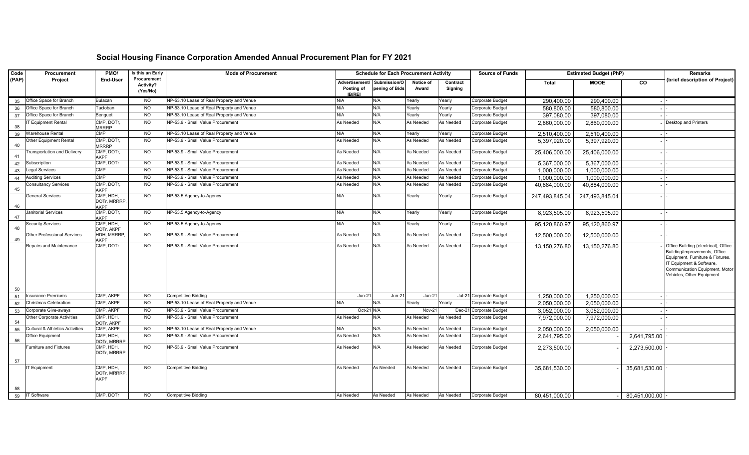# Social Housing Finance Corporation Amended Annual Procurement Plan for FY 2021

| Code (PAP) | Procurement Project | PMO/ End-User | Is this an Early Procurement Activity? (Yes/No) | Mode of Procurement | Schedule for Each Procurement Activity | | | | Source of Funds | Estimated Budget (PhP) | | | Remarks (brief description of Project) |
|---|---|---|---|---|---|---|---|---|---|---|---|---|---|
| | | | | | Advertisement/ Posting of IB/REI | Submission/Opening of Bids | Notice of Award | Contract Signing | | Total | MOOE | CO | |
| 35 | Office Space for Branch | Bulacan | NO | NP-53.10 Lease of Real Property and Venue | N/A | N/A | Yearly | Yearly | Corporate Budget | 290,400.00 | 290,400.00 | - | - |
| 36 | Office Space for Branch | Tacloban | NO | NP-53.10 Lease of Real Property and Venue | N/A | N/A | Yearly | Yearly | Corporate Budget | 580,800.00 | 580,800.00 | - | - |
| 37 | Office Space for Branch | Benguet | NO | NP-53.10 Lease of Real Property and Venue | N/A | N/A | Yearly | Yearly | Corporate Budget | 397,080.00 | 397,080.00 | - | - |
| 38 | IT Equipment Rental | CMP, DOTr, MRRRP | NO | NP-53.9 - Small Value Procurement | As Needed | N/A | As Needed | As Needed | Corporate Budget | 2,860,000.00 | 2,860,000.00 | - | Desktop and Printers |
| 39 | Warehouse Rental | CMP | NO | NP-53.10 Lease of Real Property and Venue | N/A | N/A | Yearly | Yearly | Corporate Budget | 2,510,400.00 | 2,510,400.00 | - | - |
| 40 | Other Equipment Rental | CMP, DOTr, MRRRP | NO | NP-53.9 - Small Value Procurement | As Needed | N/A | As Needed | As Needed | Corporate Budget | 5,397,920.00 | 5,397,920.00 | - | - |
| 41 | Transportation and Delivery | CMP, DOTr, AKPF | NO | NP-53.9 - Small Value Procurement | As Needed | N/A | As Needed | As Needed | Corporate Budget | 25,406,000.00 | 25,406,000.00 | - | - |
| 42 | Subscription | CMP, DOTr | NO | NP-53.9 - Small Value Procurement | As Needed | N/A | As Needed | As Needed | Corporate Budget | 5,367,000.00 | 5,367,000.00 | - | - |
| 43 | Legal Services | CMP | NO | NP-53.9 - Small Value Procurement | As Needed | N/A | As Needed | As Needed | Corporate Budget | 1,000,000.00 | 1,000,000.00 | - | - |
| 44 | Auditing Services | CMP | NO | NP-53.9 - Small Value Procurement | As Needed | N/A | As Needed | As Needed | Corporate Budget | 1,000,000.00 | 1,000,000.00 | - | - |
| 45 | Consultancy Services | CMP, DOTr, AKPF | NO | NP-53.9 - Small Value Procurement | As Needed | N/A | As Needed | As Needed | Corporate Budget | 40,884,000.00 | 40,884,000.00 | - | - |
| 46 | General Services | CMP, HDH, DOTr, MRRRP, AKPF | NO | NP-53.5 Agency-to-Agency | N/A | N/A | Yearly | Yearly | Corporate Budget | 247,493,845.04 | 247,493,845.04 | - | - |
| 47 | Janitorial Services | CMP, DOTr, AKPF | NO | NP-53.5 Agency-to-Agency | N/A | N/A | Yearly | Yearly | Corporate Budget | 8,923,505.00 | 8,923,505.00 | - | - |
| 48 | Security Services | CMP, HDH, DOTr, AKPF | NO | NP-53.5 Agency-to-Agency | N/A | N/A | Yearly | Yearly | Corporate Budget | 95,120,860.97 | 95,120,860.97 | - | - |
| 49 | Other Professional Services | HDH, MRRRP, AKPF | NO | NP-53.9 - Small Value Procurement | As Needed | N/A | As Needed | As Needed | Corporate Budget | 12,500,000.00 | 12,500,000.00 | - | - |
| 50 | Repairs and Maintenance | CMP, DOTr | NO | NP-53.9 - Small Value Procurement | As Needed | N/A | As Needed | As Needed | Corporate Budget | 13,150,276.80 | 13,150,276.80 | - | Office Building (electrical), Office Building/Improvements, Office Equipment, Furniture & Fixtures, IT Equipment & Software, Communication Equipment, Motor Vehicles, Other Equipment |
| 51 | Insurance Premiums | CMP, AKPF | NO | Competitive Bidding | Jun-21 | Jun-21 | Jun-21 | Jul-21 | Corporate Budget | 1,250,000.00 | 1,250,000.00 | - | - |
| 52 | Christmas Celebration | CMP, AKPF | NO | NP-53.10 Lease of Real Property and Venue | N/A | N/A | Yearly | Yearly | Corporate Budget | 2,050,000.00 | 2,050,000.00 | - | - |
| 53 | Corporate Give-aways | CMP, AKPF | NO | NP-53.9 - Small Value Procurement | Oct-21 | N/A | Nov-21 | Dec-21 | Corporate Budget | 3,052,000.00 | 3,052,000.00 | - | - |
| 54 | Other Corporate Activities | CMP, HDH, DOTr, AKPF | NO | NP-53.9 - Small Value Procurement | As Needed | N/A | As Needed | As Needed | Corporate Budget | 7,972,000.00 | 7,972,000.00 | - | - |
| 55 | Cultural & Athletics Activities | CMP, AKPF | NO | NP-53.10 Lease of Real Property and Venue | N/A | N/A | As Needed | As Needed | Corporate Budget | 2,050,000.00 | 2,050,000.00 | - | - |
| 56 | Office Equipment | CMP, HDH, DOTr, MRRRP | NO | NP-53.9 - Small Value Procurement | As Needed | N/A | As Needed | As Needed | Corporate Budget | 2,641,795.00 | - | 2,641,795.00 | - |
| 57 | Furniture and Fixtures | CMP, HDH, DOTr, MRRRP | NO | NP-53.9 - Small Value Procurement | As Needed | N/A | As Needed | As Needed | Corporate Budget | 2,273,500.00 | - | 2,273,500.00 | - |
| 58 | IT Equipment | CMP, HDH, DOTr, MRRRP, AKPF | NO | Competitive Bidding | As Needed | As Needed | As Needed | As Needed | Corporate Budget | 35,681,530.00 | - | 35,681,530.00 | - |
| 59 | IT Software | CMP, DOTr | NO | Competitive Bidding | As Needed | As Needed | As Needed | As Needed | Corporate Budget | 80,451,000.00 | - | 80,451,000.00 | - |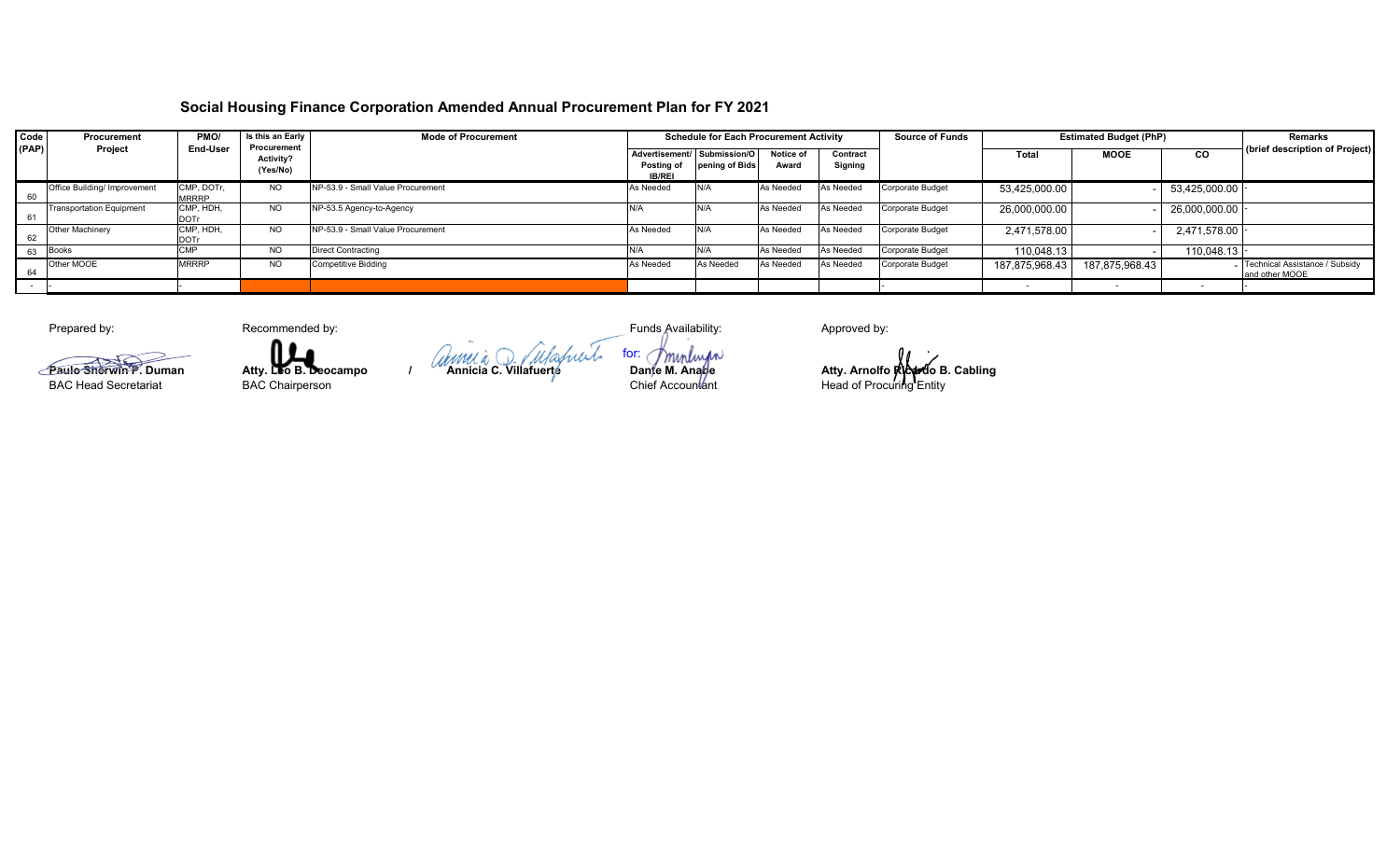## Social Housing Finance Corporation Amended Annual Procurement Plan for FY 2021

| Code (PAP) | Procurement Project | PMO/ End-User | Is this an Early Procurement Activity? (Yes/No) | Mode of Procurement | Schedule for Each Procurement Activity | | | | Source of Funds | Estimated Budget (PhP) | | | Remarks (brief description of Project) |
|---|---|---|---|---|---|---|---|---|---|---|---|---|---|
| | | | | | Advertisement/ Posting of IB/REI | Submission/Opening of Bids | Notice of Award | Contract Signing | | Total | MOOE | CO | |
| 60 | Office Building/ Improvement | CMP, DOTr, MRRRP | NO | NP-53.9 - Small Value Procurement | As Needed | N/A | As Needed | As Needed | Corporate Budget | 53,425,000.00 | - | 53,425,000.00 | - |
| 61 | Transportation Equipment | CMP, HDH, DOTr | NO | NP-53.5 Agency-to-Agency | N/A | N/A | As Needed | As Needed | Corporate Budget | 26,000,000.00 | - | 26,000,000.00 | - |
| 62 | Other Machinery | CMP, HDH, DOTr | NO | NP-53.9 - Small Value Procurement | As Needed | N/A | As Needed | As Needed | Corporate Budget | 2,471,578.00 | - | 2,471,578.00 | - |
| 63 | Books | CMP | NO | Direct Contracting | N/A | N/A | As Needed | As Needed | Corporate Budget | 110,048.13 | - | 110,048.13 | - |
| 64 | Other MOOE | MRRRP | NO | Competitive Bidding | As Needed | As Needed | As Needed | As Needed | Corporate Budget | 187,875,968.43 | 187,875,968.43 | - | Technical Assistance / Subsidy and other MOOE |
| - | - | - | | | | | | | - | - | - | - | - |

Prepared by:

**Paulo Sherwin P. Duman**
BAC Head Secretariat

Recommended by:

**Atty. Leo B. Deocampo** / **Annicia C. Villafuerte**
BAC Chairperson

Funds Availability:

for: **Dante M. Anabe**
Chief Accountant

Approved by:

**Atty. Arnolfo Ricardo B. Cabling**
Head of Procuring Entity